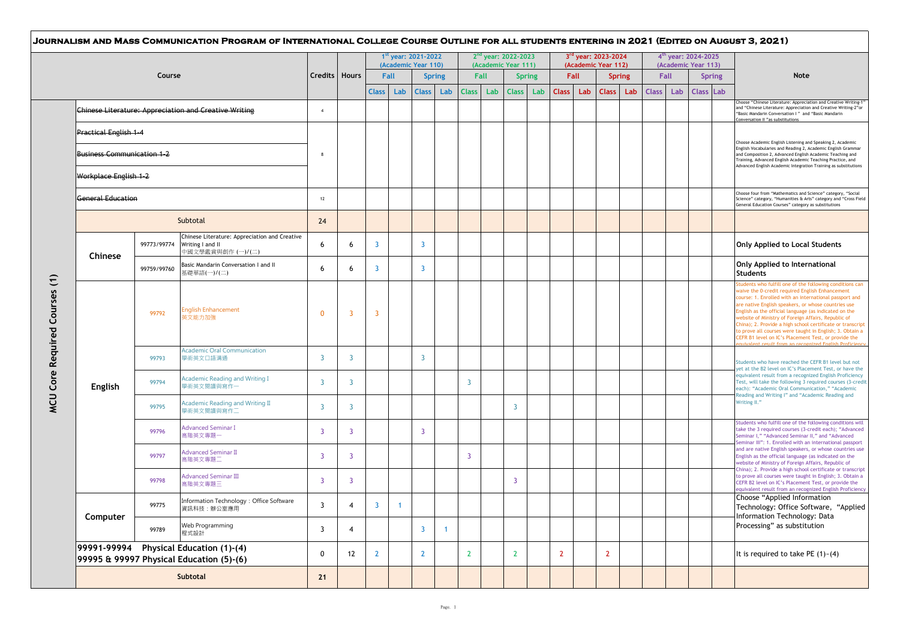# Journalism and Mass Communication Program of International College Course Outline for all students entering in 2021 (Edited on August 3, 2021)

| | Course | | | Credits | Hours | 1st year: 2021-2022 (Academic Year 110) Fall | | Spring | | 2nd year: 2022-2023 (Academic Year 111) Fall | | Spring | | 3rd year: 2023-2024 (Academic Year 112) Fall | | Spring | | 4th year: 2024-2025 (Academic Year 113) Fall | | Spring | | Note |
|---|---|---|---|---|---|---|---|---|---|---|---|---|---|---|---|---|---|---|---|---|---|---|
| | | | | | | Class | Lab | Class | Lab | Class | Lab | Class | Lab | Class | Lab | Class | Lab | Class | Lab | Class | Lab | |
| MCU Core Required Courses (1) | ~~Chinese Literature: Appreciation and Creative Writing~~ | | | 4 | | | | | | | | | | | | | | | | | | Choose "Chinese Literature: Appreciation and Creative Writing-1" and "Chinese Literature: Appreciation and Creative Writing-2" or "Basic Mandarin Conversation I" and "Basic Mandarin Conversation II "as substitutions |
| | ~~Practical English 1-4~~ ~~Business Communication 1-2~~ ~~Workplace English 1-2~~ | | | 8 | | | | | | | | | | | | | | | | | | Choose Academic English Listening and Speaking 2, Academic English Vocabularies and Reading 2, Academic English Grammar and Composition 2, Advanced English Academic Teaching and Training, Advanced English Academic Teaching Practice, and Advanced English Academic Integration Training as substitutions |
| | ~~General Education~~ | | | 12 | | | | | | | | | | | | | | | | | | Choose four from "Mathematics and Science" category, "Social Science" category, "Humanities & Arts" category and "Cross Field General Education Courses" category as substitutions |
| | Subtotal | | | 24 | | | | | | | | | | | | | | | | | | |
| | Chinese | 99773/99774 | Chinese Literature: Appreciation and Creative Writing I and II 中國文學鑑賞與創作 (一)/(二) | 6 | 6 | 3 | | 3 | | | | | | | | | | | | | | Only Applied to Local Students |
| | | 99759/99760 | Basic Mandarin Conversation I and II 基礎華語(一)/(二) | 6 | 6 | 3 | | 3 | | | | | | | | | | | | | | Only Applied to International Students |
| | English | 99792 | English Enhancement 英文能力加強 | 0 | 3 | 3 | | | | | | | | | | | | | | | | Students who fulfill one of the following conditions can waive the 0-credit required English Enhancement course: 1. Enrolled with an international passport and are native English speakers, or whose countries use English as the official language (as indicated on the website of Ministry of Foreign Affairs, Republic of China); 2. Provide a high school certificate or transcript to prove all courses were taught in English; 3. Obtain a CEFR B1 level on IC's Placement Test, or provide the equivalent result from a recognized English Proficiency |
| | | 99793 | Academic Oral Communication 學術英文口語溝通 | 3 | 3 | | | 3 | | | | | | | | | | | | | | Students who have reached the CEFR B1 level but not yet at the B2 level on IC's Placement Test, or have the equivalent result from a recognized English Proficiency Test, will take the following 3 required courses (3-credit each): "Academic Oral Communication," "Academic Reading and Writing I" and "Academic Reading and Writing II." |
| | | 99794 | Academic Reading and Writing I 學術英文閱讀與寫作一 | 3 | 3 | | | | | 3 | | | | | | | | | | | | |
| | | 99795 | Academic Reading and Writing II 學術英文閱讀與寫作二 | 3 | 3 | | | | | | | 3 | | | | | | | | | | |
| | | 99796 | Advanced Seminar I 高階英文專題一 | 3 | 3 | | | 3 | | | | | | | | | | | | | | Students who fulfill one of the following conditions will take the 3 required courses (3-credit each); "Advanced Seminar I," "Advanced Seminar II," and "Advanced Seminar III": 1. Enrolled with an international passport and are native English speakers, or whose countries use English as the official language (as indicated on the website of Ministry of Foreign Affairs, Republic of China); 2. Provide a high school certificate or transcript to prove all courses were taught in English; 3. Obtain a CEFR B2 level on IC's Placement Test, or provide the equivalent result from a recognized English Proficiency |
| | | 99797 | Advanced Seminar II 高階英文專題二 | 3 | 3 | | | | | 3 | | | | | | | | | | | | |
| | | 99798 | Advanced Seminar III 高階英文專題三 | 3 | 3 | | | | | | | 3 | | | | | | | | | | |
| | Computer | 99775 | Information Technology : Office Software 資訊科技：辦公室應用 | 3 | 4 | 3 | 1 | | | | | | | | | | | | | | | Choose "Applied Information Technology: Office Software, "Applied Information Technology: Data Processing" as substitution |
| | | 99789 | Web Programming 程式設計 | 3 | 4 | | | 3 | 1 | | | | | | | | | | | | | |
| | 99991-99994 Physical Education (1)-(4) 99995 & 99997 Physical Education (5)-(6) | | | 0 | 12 | 2 | | 2 | | 2 | | 2 | | 2 | | 2 | | | | | | It is required to take PE (1)~(4) |
| | Subtotal | | | 21 | | | | | | | | | | | | | | | | | | |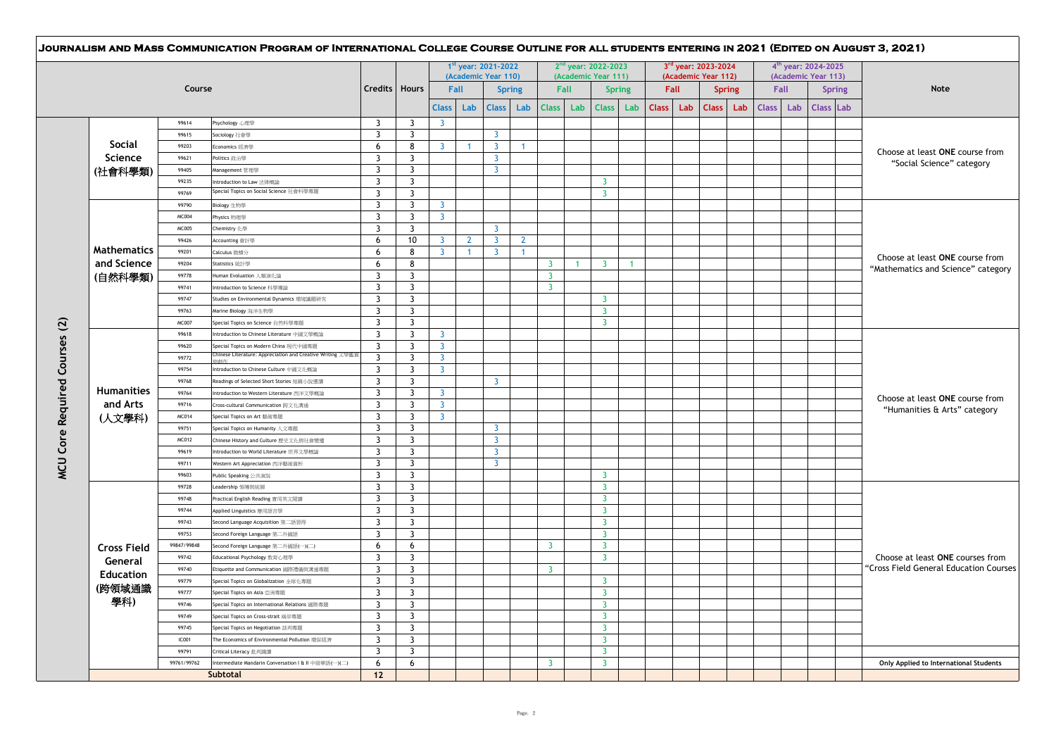# Journalism and Mass Communication Program of International College Course Outline for All Students Entering in 2021 (Edited on August 3, 2021)

| Course | | | | Credits | Hours | 1st year: 2021-2022 (Academic Year 110) Fall Class | Fall Lab | Spring Class | Spring Lab | 2nd year: 2022-2023 (Academic Year 111) Fall Class | Fall Lab | Spring Class | Spring Lab | 3rd year: 2023-2024 (Academic Year 112) Fall Class | Fall Lab | Spring Class | Spring Lab | 4th year: 2024-2025 (Academic Year 113) Fall Class | Fall Lab | Spring Class | Spring Lab | Note |
|---|---|---|---|---|---|---|---|---|---|---|---|---|---|---|---|---|---|---|---|---|---|---|
| MCU Core Required Courses (2) | Social Science (社會科學類) | 99614 | Psychology 心理學 | 3 | 3 | 3 | | | | | | | | | | | | | | | | Choose at least **ONE** course from "Social Science" category |
| | | 99615 | Sociology 社會學 | 3 | 3 | | | 3 | | | | | | | | | | | | | | |
| | | 99203 | Economics 經濟學 | 6 | 8 | 3 | 1 | 3 | 1 | | | | | | | | | | | | | |
| | | 99621 | Politics 政治學 | 3 | 3 | | | 3 | | | | | | | | | | | | | | |
| | | 99405 | Management 管理學 | 3 | 3 | | | 3 | | | | | | | | | | | | | | |
| | | 99235 | Introduction to Law 法律概論 | 3 | 3 | | | | | | | 3 | | | | | | | | | | |
| | | 99769 | Special Topics on Social Science 社會科學專題 | 3 | 3 | | | | | | | 3 | | | | | | | | | | |
| | Mathematics and Science (自然科學類) | 99790 | Biology 生物學 | 3 | 3 | 3 | | | | | | | | | | | | | | | | Choose at least **ONE** course from "Mathematics and Science" category |
| | | MC004 | Physics 物理學 | 3 | 3 | 3 | | | | | | | | | | | | | | | | |
| | | MC005 | Chemistry 化學 | 3 | 3 | | | 3 | | | | | | | | | | | | | | |
| | | 99426 | Accounting 會計學 | 6 | 10 | 3 | 2 | 3 | 2 | | | | | | | | | | | | | |
| | | 99201 | Calculus 微積分 | 6 | 8 | 3 | 1 | 3 | 1 | | | | | | | | | | | | | |
| | | 99204 | Statistics 統計學 | 6 | 8 | | | | | 3 | 1 | 3 | 1 | | | | | | | | | |
| | | 99778 | Human Evaluation 人類演化論 | 3 | 3 | | | | | 3 | | | | | | | | | | | | |
| | | 99741 | Introduction to Science 科學導論 | 3 | 3 | | | | | 3 | | | | | | | | | | | | |
| | | 99747 | Studies on Environmental Dynamics 環境議題研究 | 3 | 3 | | | | | | | 3 | | | | | | | | | | |
| | | 99763 | Marine Biology 海洋生物學 | 3 | 3 | | | | | | | 3 | | | | | | | | | | |
| | | MC007 | Special Topics on Science 自然科學專題 | 3 | 3 | | | | | | | 3 | | | | | | | | | | |
| | Humanities and Arts (人文學科) | 99618 | Introduction to Chinese Literature 中國文學概論 | 3 | 3 | 3 | | | | | | | | | | | | | | | | Choose at least **ONE** course from "Humanities & Arts" category |
| | | 99620 | Special Topics on Modern China 現代中國專題 | 3 | 3 | 3 | | | | | | | | | | | | | | | | |
| | | 99772 | Chinese Literature: Appreciation and Creative Writing 文學鑑賞與創作 | 3 | 3 | 3 | | | | | | | | | | | | | | | | |
| | | 99754 | Introduction to Chinese Culture 中國文化概論 | 3 | 3 | 3 | | | | | | | | | | | | | | | | |
| | | 99768 | Readings of Selected Short Stories 短篇小說選讀 | 3 | 3 | | | 3 | | | | | | | | | | | | | | |
| | | 99764 | Introduction to Western Literature 西洋文學概論 | 3 | 3 | 3 | | | | | | | | | | | | | | | | |
| | | 99716 | Cross-cultural Communication 跨文化溝通 | 3 | 3 | 3 | | | | | | | | | | | | | | | | |
| | | MC014 | Special Topics on Art 藝術專題 | 3 | 3 | 3 | | | | | | | | | | | | | | | | |
| | | 99751 | Special Topics on Humanity 人文專題 | 3 | 3 | | | 3 | | | | | | | | | | | | | | |
| | | MC012 | Chinese History and Culture 歷史文化與社會變遷 | 3 | 3 | | | 3 | | | | | | | | | | | | | | |
| | | 99619 | Introduction to World Literature 世界文學概論 | 3 | 3 | | | 3 | | | | | | | | | | | | | | |
| | | 99711 | Western Art Appreciation 西洋藝術賞析 | 3 | 3 | | | 3 | | | | | | | | | | | | | | |
| | | 99603 | Public Speaking 公共演說 | 3 | 3 | | | | | | | 3 | | | | | | | | | | |
| | Cross Field General Education (跨領域通識學科) | 99728 | Leadership 領導與統御 | 3 | 3 | | | | | | | 3 | | | | | | | | | | Choose at least **ONE** courses from "Cross Field General Education Courses |
| | | 99748 | Practical English Reading 實用英文閱讀 | 3 | 3 | | | | | | | 3 | | | | | | | | | | |
| | | 99744 | Applied Linguistics 應用語言學 | 3 | 3 | | | | | | | 3 | | | | | | | | | | |
| | | 99743 | Second Language Acquisition 第二語習得 | 3 | 3 | | | | | | | 3 | | | | | | | | | | |
| | | 99753 | Second Foreign Language 第二外國語 | 3 | 3 | | | | | | | 3 | | | | | | | | | | |
| | | 99847/99848 | Second Foreign Language 第二外國語(一)(二) | 6 | 6 | | | | | 3 | | 3 | | | | | | | | | | |
| | | 99742 | Educational Psychology 教育心理學 | 3 | 3 | | | | | | | 3 | | | | | | | | | | |
| | | 99740 | Etiquette and Communication 國際禮儀與溝通專題 | 3 | 3 | | | | | 3 | | | | | | | | | | | | |
| | | 99779 | Special Topics on Globalization 全球化專題 | 3 | 3 | | | | | | | 3 | | | | | | | | | | |
| | | 99777 | Special Topics on Asia 亞洲專題 | 3 | 3 | | | | | | | 3 | | | | | | | | | | |
| | | 99746 | Special Topics on International Relations 國際專題 | 3 | 3 | | | | | | | 3 | | | | | | | | | | |
| | | 99749 | Special Topics on Cross-strait 兩岸專題 | 3 | 3 | | | | | | | 3 | | | | | | | | | | |
| | | 99745 | Special Topics on Negotiation 談判專題 | 3 | 3 | | | | | | | 3 | | | | | | | | | | |
| | | IC001 | The Economics of Environmental Pollution 環保經濟 | 3 | 3 | | | | | | | 3 | | | | | | | | | | |
| | | 99791 | Critical Literacy 批判識讀 | 3 | 3 | | | | | | | 3 | | | | | | | | | | |
| | | 99761/99762 | Intermediate Mandarin Conversation I & II 中級華語(一)(二) | 6 | 6 | | | | | 3 | | 3 | | | | | | | | | | Only Applied to International Students |
| | Subtotal | | | 12 | | | | | | | | | | | | | | | | | | |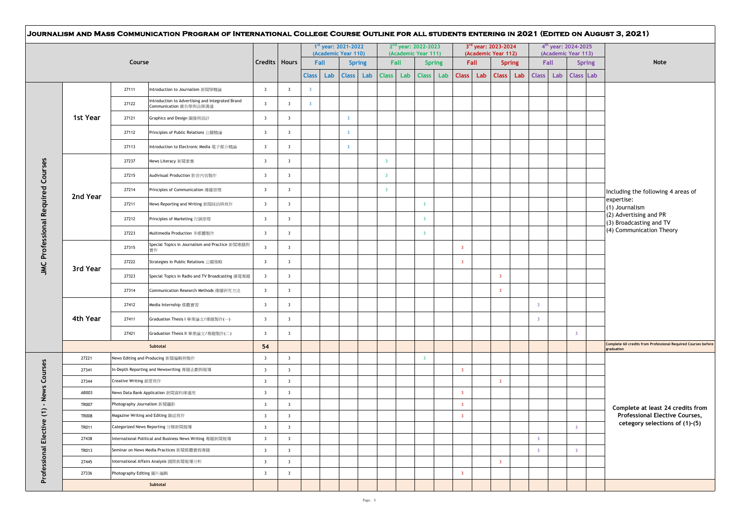# Journalism and Mass Communication Program of International College Course Outline for all students entering in 2021 (Edited on August 3, 2021)

| Course | | | | Credits | Hours | 1st year: 2021-2022 (Academic Year 110) | | | | 2nd year: 2022-2023 (Academic Year 111) | | | | 3rd year: 2023-2024 (Academic Year 112) | | | | 4th year: 2024-2025 (Academic Year 113) | | | | Note |
|---|---|---|---|---|---|---|---|---|---|---|---|---|---|---|---|---|---|---|---|---|---|---|
| | | | | | | Fall | | Spring | | Fall | | Spring | | Fall | | Spring | | Fall | | Spring | | |
| | | | | | | Class | Lab | Class | Lab | Class | Lab | Class | Lab | Class | Lab | Class | Lab | Class | Lab | Class | Lab | |
| JMC Professional Required Courses | 1st Year | 27111 | Introduction to Journalism 新聞學概論 | 3 | 3 | 3 | | | | | | | | | | | | | | | | Including the following 4 areas of expertise: (1) Journalism (2) Advertising and PR (3) Broadcasting and TV (4) Communication Theory |
| | | 27122 | Introduction to Advertising and Integrated Brand Communication 廣告學與品牌溝通 | 3 | 3 | 3 | | | | | | | | | | | | | | | | |
| | | 27121 | Graphics and Design 圖像與設計 | 3 | 3 | | | 3 | | | | | | | | | | | | | | |
| | | 27112 | Principles of Public Relations 公關概論 | 3 | 3 | | | 3 | | | | | | | | | | | | | | |
| | | 27113 | Introduction to Electronic Media 電子媒介概論 | 3 | 3 | | | 3 | | | | | | | | | | | | | | |
| | 2nd Year | 27237 | News Literacy 新聞素養 | 3 | 3 | | | | | 3 | | | | | | | | | | | | |
| | | 27215 | Audivisual Production 影音內容製作 | 3 | 3 | | | | | 3 | | | | | | | | | | | | |
| | | 27214 | Principles of Communication 傳播原理 | 3 | 3 | | | | | 3 | | | | | | | | | | | | |
| | | 27211 | News Reporting and Writing 新聞採訪與寫作 | 3 | 3 | | | | | | | 3 | | | | | | | | | | |
| | | 27212 | Principles of Marketing 行銷原理 | 3 | 3 | | | | | | | 3 | | | | | | | | | | |
| | | 27223 | Multimedia Production 多媒體製作 | 3 | 3 | | | | | | | 3 | | | | | | | | | | |
| | 3rd Year | 27315 | Special Topics in Journalism and Practice 新聞專題與實作 | 3 | 3 | | | | | | | | | 3 | | | | | | | | |
| | | 27222 | Strategies in Public Relations 公關策略 | 3 | 3 | | | | | | | | | 3 | | | | | | | | |
| | | 27323 | Special Topics in Radio and TV Broadcasting 廣電專題 | 3 | 3 | | | | | | | | | | | 3 | | | | | | |
| | | 27314 | Communication Research Methods 傳播研究方法 | 3 | 3 | | | | | | | | | | | 3 | | | | | | |
| | 4th Year | 27412 | Media Internship 媒體實習 | 3 | 3 | | | | | | | | | | | | | 3 | | | | |
| | | 27411 | Graduation Thesis I 畢業論文/專題製作(一) | 3 | 3 | | | | | | | | | | | | | 3 | | | | |
| | | 27421 | Graduation Thesis II 畢業論文/專題製作(二) | 3 | 3 | | | | | | | | | | | | | | | 3 | | |
| | Subtotal | | | 54 | | | | | | | | | | | | | | | | | | Complete 60 credits from Professional Required Courses before graduation |
| Professional Elective (1) - News Courses | 27221 | News Editing and Producing 新聞編輯與製作 | | 3 | 3 | | | | | | | 3 | | | | | | | | | | Complete at least 24 credits from Professional Elective Courses, cetegory selections of (1)-(5) |
| | 27341 | In-Depth Reporting and Newswriting 專題企劃與報導 | | 3 | 3 | | | | | | | | | 3 | | | | | | | | |
| | 27344 | Creative Writing 創意寫作 | | 3 | 3 | | | | | | | | | | | 3 | | | | | | |
| | AB003 | News Data Bank Application 新聞資料庫運用 | | 3 | 3 | | | | | | | | | 3 | | | | | | | | |
| | TR007 | Photography Journalism 新聞攝影 | | 3 | 3 | | | | | | | | | 3 | | | | | | | | |
| | TR008 | Magazine Writing and Editing 雜誌寫作 | | 3 | 3 | | | | | | | | | 3 | | | | | | | | |
| | TR011 | Categorized News Reporting 分類新聞報導 | | 3 | 3 | | | | | | | | | | | | | | | 3 | | |
| | 27438 | International Political and Business News Writing 專題新聞報導 | | 3 | 3 | | | | | | | | | | | | | 3 | | | | |
| | TR013 | Seminar on News Media Practices 新聞媒體實務專題 | | 3 | 3 | | | | | | | | | | | | | 3 | | 3 | | |
| | 27445 | International Affairs Analysis 國際新聞報導分析 | | 3 | 3 | | | | | | | | | | | 3 | | | | | | |
| | 27336 | Photography Editing 圖片編輯 | | 3 | 3 | | | | | | | | | 3 | | | | | | | | |
| | Subtotal | | | | | | | | | | | | | | | | | | | | | |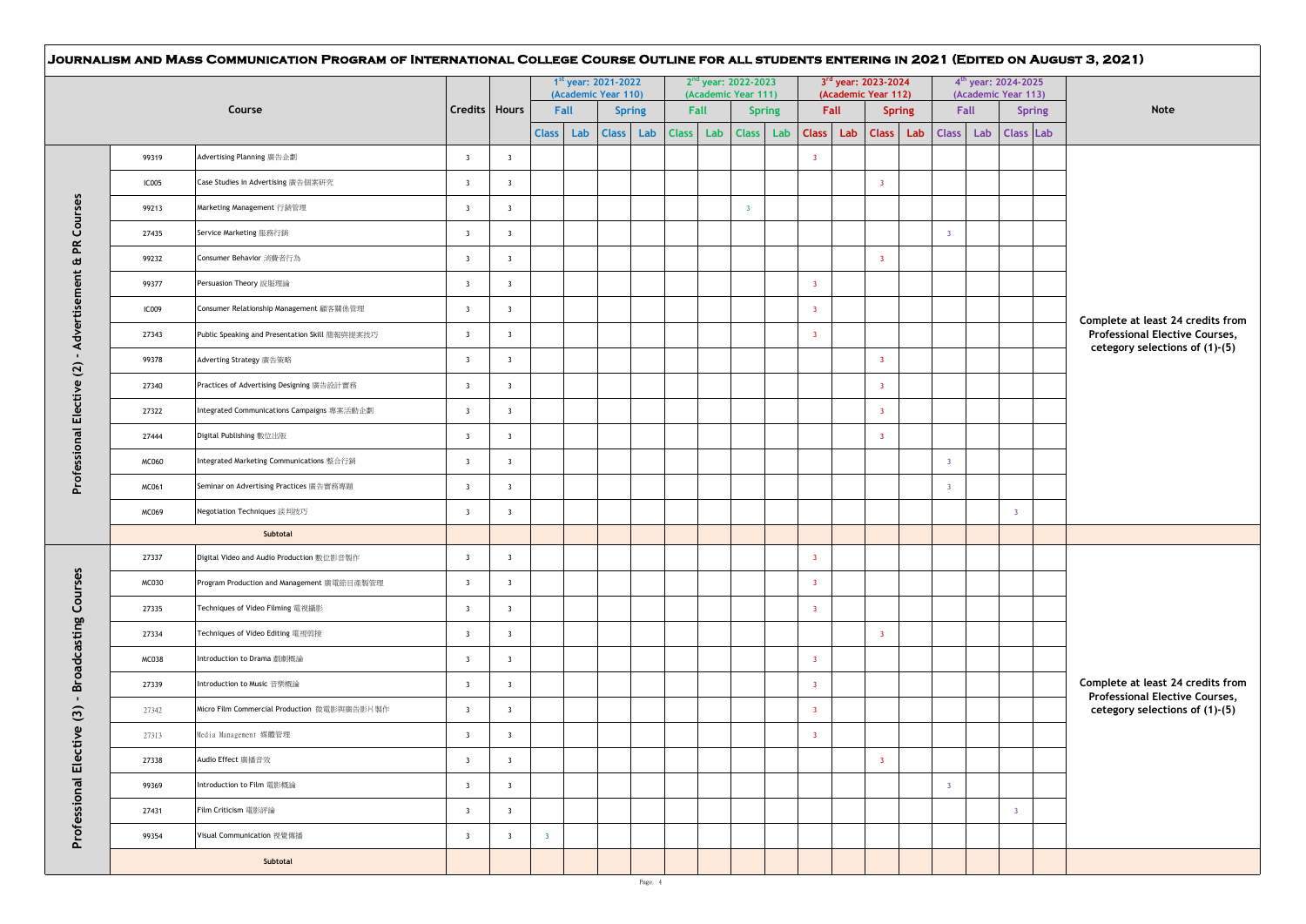# Journalism and Mass Communication Program of International College Course Outline for all students entering in 2021 (Edited on August 3, 2021)

| | | Course | Credits | Hours | 1st year: 2021-2022 (Academic Year 110) | | | | 2nd year: 2022-2023 (Academic Year 111) | | | | 3rd year: 2023-2024 (Academic Year 112) | | | | 4th year: 2024-2025 (Academic Year 113) | | | | Note |
|---|---|---|---|---|---|---|---|---|---|---|---|---|---|---|---|---|---|---|---|---|---|
| | | | | | Fall | | Spring | | Fall | | Spring | | Fall | | Spring | | Fall | | Spring | | |
| | | | | | Class | Lab | Class | Lab | Class | Lab | Class | Lab | Class | Lab | Class | Lab | Class | Lab | Class | Lab | |
| Professional Elective (2) - Advertisement & PR Courses | 99319 | Advertising Planning 廣告企劃 | 3 | 3 | | | | | | | | | 3 | | | | | | | | Complete at least 24 credits from Professional Elective Courses, cetegory selections of (1)-(5) |
| | IC005 | Case Studies in Advertising 廣告個案研究 | 3 | 3 | | | | | | | | | | | 3 | | | | | | |
| | 99213 | Marketing Management 行銷管理 | 3 | 3 | | | | | | | 3 | | | | | | | | | | |
| | 27435 | Service Marketing 服務行銷 | 3 | 3 | | | | | | | | | | | | | 3 | | | | |
| | 99232 | Consumer Behavior 消費者行為 | 3 | 3 | | | | | | | | | | | 3 | | | | | | |
| | 99377 | Persuasion Theory 說服理論 | 3 | 3 | | | | | | | | | 3 | | | | | | | | |
| | IC009 | Consumer Relationship Management 顧客關係管理 | 3 | 3 | | | | | | | | | 3 | | | | | | | | |
| | 27343 | Public Speaking and Presentation Skill 簡報與提案技巧 | 3 | 3 | | | | | | | | | 3 | | | | | | | | |
| | 99378 | Adverting Strategy 廣告策略 | 3 | 3 | | | | | | | | | | | 3 | | | | | | |
| | 27340 | Practices of Advertising Designing 廣告設計實務 | 3 | 3 | | | | | | | | | | | 3 | | | | | | |
| | 27322 | Integrated Communications Campaigns 專案活動企劃 | 3 | 3 | | | | | | | | | | | 3 | | | | | | |
| | 27444 | Digital Publishing 數位出版 | 3 | 3 | | | | | | | | | | | 3 | | | | | | |
| | MC060 | Integrated Marketing Communications 整合行銷 | 3 | 3 | | | | | | | | | | | | | 3 | | | | |
| | MC061 | Seminar on Advertising Practices 廣告實務專題 | 3 | 3 | | | | | | | | | | | | | 3 | | | | |
| | MC069 | Negotiation Techniques 談判技巧 | 3 | 3 | | | | | | | | | | | | | | | 3 | | |
| | | Subtotal | | | | | | | | | | | | | | | | | | | |
| Professional Elective (3) - Broadcasting Courses | 27337 | Digital Video and Audio Production 數位影音製作 | 3 | 3 | | | | | | | | | 3 | | | | | | | | Complete at least 24 credits from Professional Elective Courses, cetegory selections of (1)-(5) |
| | MC030 | Program Production and Management 廣電節目產製管理 | 3 | 3 | | | | | | | | | 3 | | | | | | | | |
| | 27335 | Techniques of Video Filming 電視攝影 | 3 | 3 | | | | | | | | | 3 | | | | | | | | |
| | 27334 | Techniques of Video Editing 電視剪接 | 3 | 3 | | | | | | | | | | | 3 | | | | | | |
| | MC038 | Introduction to Drama 戲劇概論 | 3 | 3 | | | | | | | | | 3 | | | | | | | | |
| | 27339 | Introduction to Music 音樂概論 | 3 | 3 | | | | | | | | | 3 | | | | | | | | |
| | 27342 | Micro Film Commercial Production 微電影與廣告影片製作 | 3 | 3 | | | | | | | | | 3 | | | | | | | | |
| | 27313 | Media Management 媒體管理 | 3 | 3 | | | | | | | | | 3 | | | | | | | | |
| | 27338 | Audio Effect 廣播音效 | 3 | 3 | | | | | | | | | | | 3 | | | | | | |
| | 99369 | Introduction to Film 電影概論 | 3 | 3 | | | | | | | | | | | | | 3 | | | | |
| | 27431 | Film Criticism 電影評論 | 3 | 3 | | | | | | | | | | | | | | | 3 | | |
| | 99354 | Visual Communication 視覺傳播 | 3 | 3 | 3 | | | | | | | | | | | | | | | | |
| | | Subtotal | | | | | | | | | | | | | | | | | | | |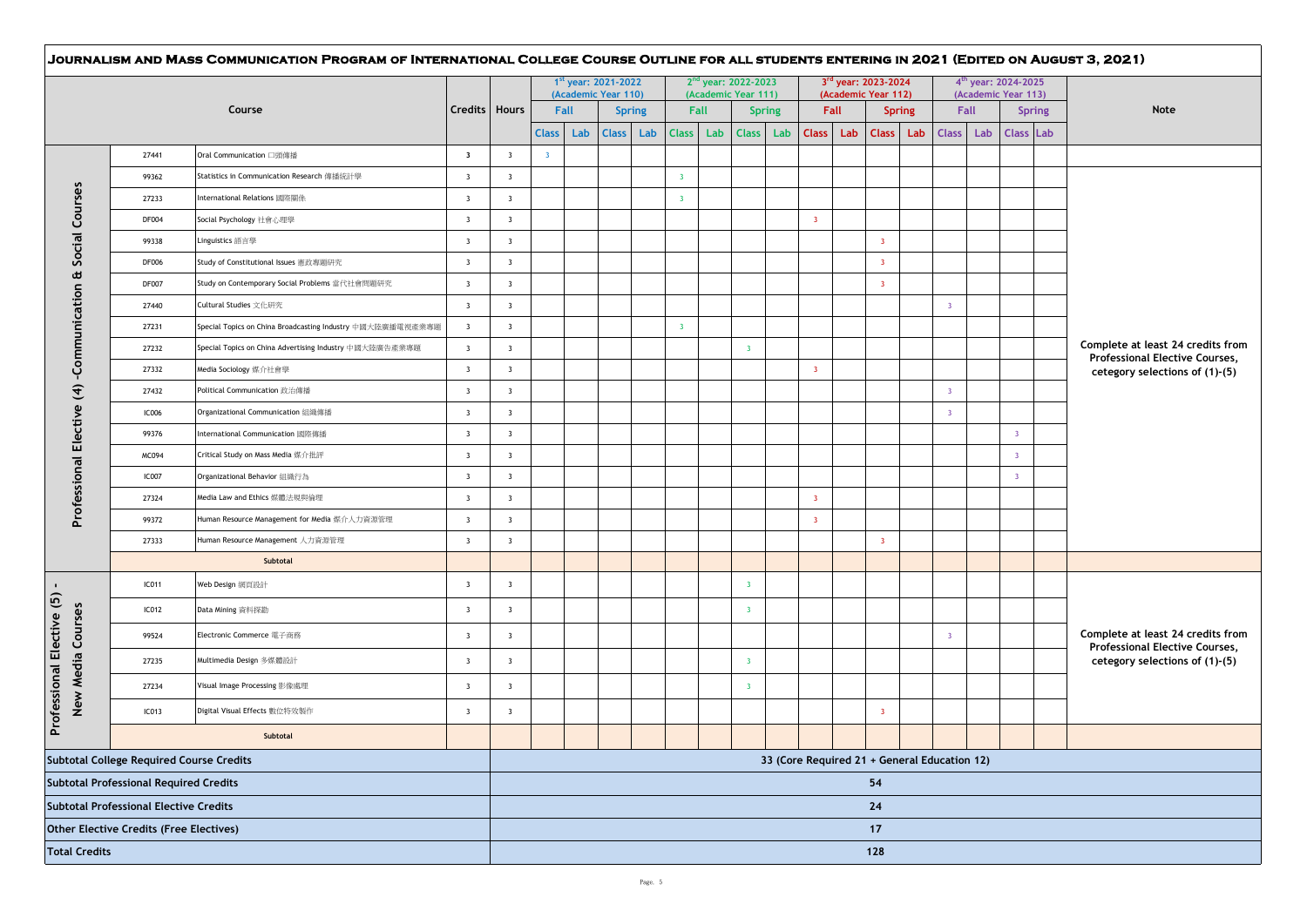## Journalism and Mass Communication Program of International College Course Outline for all students entering in 2021 (Edited on August 3, 2021)

| Category | Code | Course | Credits | Hours | 1st year: 2021-2022 (Academic Year 110) Fall Class | Fall Lab | Spring Class | Spring Lab | 2nd year: 2022-2023 (Academic Year 111) Fall Class | Fall Lab | Spring Class | Spring Lab | 3rd year: 2023-2024 (Academic Year 112) Fall Class | Fall Lab | Spring Class | Spring Lab | 4th year: 2024-2025 (Academic Year 113) Fall Class | Fall Lab | Spring Class | Spring Lab | Note |
|---|---|---|---|---|---|---|---|---|---|---|---|---|---|---|---|---|---|---|---|---|---|
| | 27441 | Oral Communication 口頭傳播 | 3 | 3 | 3 | | | | | | | | | | | | | | | | |
| Professional Elective (4) -Communication & Social Courses | 99362 | Statistics in Communication Research 傳播統計學 | 3 | 3 | | | | | 3 | | | | | | | | | | | | Complete at least 24 credits from Professional Elective Courses, cetegory selections of (1)-(5) |
| | 27233 | International Relations 國際關係 | 3 | 3 | | | | | 3 | | | | | | | | | | | | |
| | DF004 | Social Psychology 社會心理學 | 3 | 3 | | | | | | | | | 3 | | | | | | | | |
| | 99338 | Linguistics 語言學 | 3 | 3 | | | | | | | | | | | 3 | | | | | | |
| | DF006 | Study of Constitutional Issues 憲政專題研究 | 3 | 3 | | | | | | | | | | | 3 | | | | | | |
| | DF007 | Study on Contemporary Social Problems 當代社會問題研究 | 3 | 3 | | | | | | | | | | | 3 | | | | | | |
| | 27440 | Cultural Studies 文化研究 | 3 | 3 | | | | | | | | | | | | | 3 | | | | |
| | 27231 | Special Topics on China Broadcasting Industry 中國大陸廣播電視產業專題 | 3 | 3 | | | | | 3 | | | | | | | | | | | | |
| | 27232 | Special Topics on China Advertising Industry 中國大陸廣告產業專題 | 3 | 3 | | | | | | | 3 | | | | | | | | | | |
| | 27332 | Media Sociology 媒介社會學 | 3 | 3 | | | | | | | | | 3 | | | | | | | | |
| | 27432 | Political Communication 政治傳播 | 3 | 3 | | | | | | | | | | | | | 3 | | | | |
| | IC006 | Organizational Communication 組織傳播 | 3 | 3 | | | | | | | | | | | | | 3 | | | | |
| | 99376 | International Communication 國際傳播 | 3 | 3 | | | | | | | | | | | | | | | 3 | | |
| | MC094 | Critical Study on Mass Media 媒介批評 | 3 | 3 | | | | | | | | | | | | | | | 3 | | |
| | IC007 | Organizational Behavior 組織行為 | 3 | 3 | | | | | | | | | | | | | | | 3 | | |
| | 27324 | Media Law and Ethics 媒體法規與倫理 | 3 | 3 | | | | | | | | | 3 | | | | | | | | |
| | 99372 | Human Resource Management for Media 媒介人力資源管理 | 3 | 3 | | | | | | | | | 3 | | | | | | | | |
| | 27333 | Human Resource Management 人力資源管理 | 3 | 3 | | | | | | | | | | | 3 | | | | | | |
| | | Subtotal | | | | | | | | | | | | | | | | | | | |
| Professional Elective (5) - New Media Courses | IC011 | Web Design 網頁設計 | 3 | 3 | | | | | | | 3 | | | | | | | | | | Complete at least 24 credits from Professional Elective Courses, cetegory selections of (1)-(5) |
| | IC012 | Data Mining 資料採勘 | 3 | 3 | | | | | | | 3 | | | | | | | | | | |
| | 99524 | Electronic Commerce 電子商務 | 3 | 3 | | | | | | | | | | | | | 3 | | | | |
| | 27235 | Multimedia Design 多媒體設計 | 3 | 3 | | | | | | | 3 | | | | | | | | | | |
| | 27234 | Visual Image Processing 影像處理 | 3 | 3 | | | | | | | 3 | | | | | | | | | | |
| | IC013 | Digital Visual Effects 數位特效製作 | 3 | 3 | | | | | | | | | | | 3 | | | | | | |
| | | Subtotal | | | | | | | | | | | | | | | | | | | |

| Item | Credits |
|---|---|
| Subtotal College Required Course Credits | 33 (Core Required 21 + General Education 12) |
| Subtotal Professional Required Credits | 54 |
| Subtotal Professional Elective Credits | 24 |
| Other Elective Credits (Free Electives) | 17 |
| Total Credits | 128 |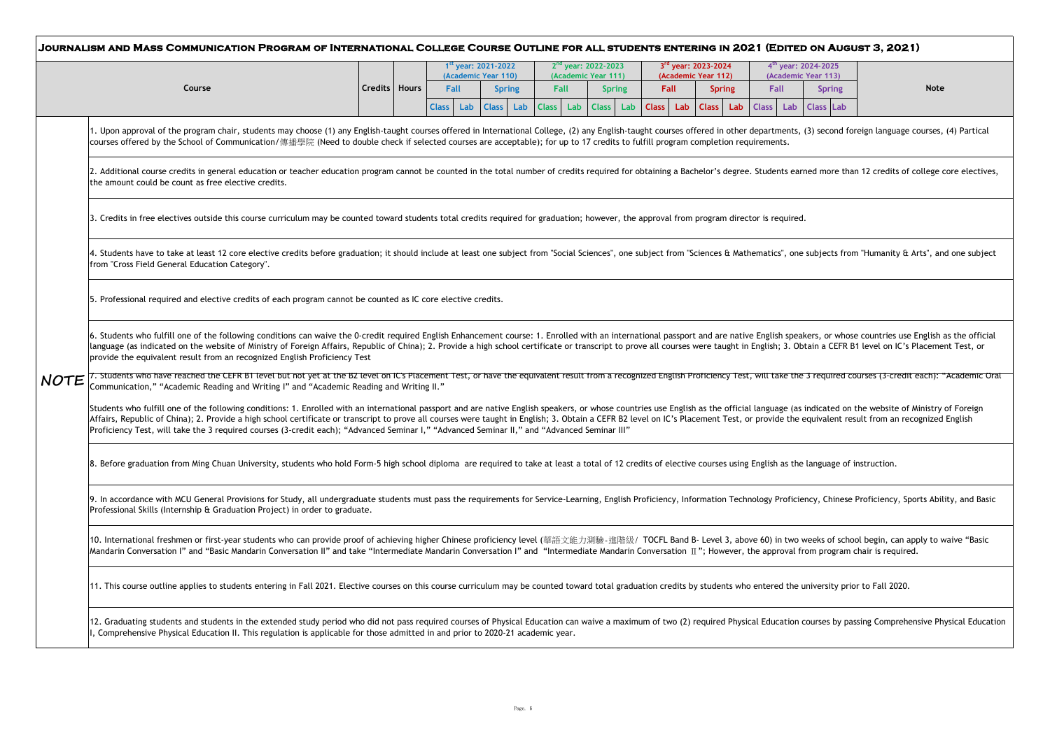# Journalism and Mass Communication Program of International College Course Outline for all students entering in 2021 (Edited on August 3, 2021)

| Course | Credits | Hours | 1st year: 2021-2022 (Academic Year 110) | | | | 2nd year: 2022-2023 (Academic Year 111) | | | | 3rd year: 2023-2024 (Academic Year 112) | | | | 4th year: 2024-2025 (Academic Year 113) | | | | Note |
|---|---|---|---|---|---|---|---|---|---|---|---|---|---|---|---|---|---|---|---|
| | | | Fall | | Spring | | Fall | | Spring | | Fall | | Spring | | Fall | | Spring | | |
| | | | Class | Lab | Class | Lab | Class | Lab | Class | Lab | Class | Lab | Class | Lab | Class | Lab | Class | Lab | |

**NOTE**

1. Upon approval of the program chair, students may choose (1) any English-taught courses offered in International College, (2) any English-taught courses offered in other departments, (3) second foreign language courses, (4) Partical courses offered by the School of Communication/傳播學院 (Need to double check if selected courses are acceptable); for up to 17 credits to fulfill program completion requirements.

2. Additional course credits in general education or teacher education program cannot be counted in the total number of credits required for obtaining a Bachelor's degree. Students earned more than 12 credits of college core electives, the amount could be count as free elective credits.

3. Credits in free electives outside this course curriculum may be counted toward students total credits required for graduation; however, the approval from program director is required.

4. Students have to take at least 12 core elective credits before graduation; it should include at least one subject from "Social Sciences", one subject from "Sciences & Mathematics", one subjects from "Humanity & Arts", and one subject from "Cross Field General Education Category".

5. Professional required and elective credits of each program cannot be counted as IC core elective credits.

6. Students who fulfill one of the following conditions can waive the 0-credit required English Enhancement course: 1. Enrolled with an international passport and are native English speakers, or whose countries use English as the official language (as indicated on the website of Ministry of Foreign Affairs, Republic of China); 2. Provide a high school certificate or transcript to prove all courses were taught in English; 3. Obtain a CEFR B1 level on IC's Placement Test, or provide the equivalent result from an recognized English Proficiency Test

7. Students who have reached the CEFR B1 level but not yet at the B2 level on IC's Placement Test, or have the equivalent result from a recognized English Proficiency Test, will take the 3 required courses (3-credit each): "Academic Oral Communication," "Academic Reading and Writing I" and "Academic Reading and Writing II."

Students who fulfill one of the following conditions: 1. Enrolled with an international passport and are native English speakers, or whose countries use English as the official language (as indicated on the website of Ministry of Foreign Affairs, Republic of China); 2. Provide a high school certificate or transcript to prove all courses were taught in English; 3. Obtain a CEFR B2 level on IC's Placement Test, or provide the equivalent result from an recognized English Proficiency Test, will take the 3 required courses (3-credit each); "Advanced Seminar I," "Advanced Seminar II," and "Advanced Seminar III"

8. Before graduation from Ming Chuan University, students who hold Form-5 high school diploma are required to take at least a total of 12 credits of elective courses using English as the language of instruction.

9. In accordance with MCU General Provisions for Study, all undergraduate students must pass the requirements for Service-Learning, English Proficiency, Information Technology Proficiency, Chinese Proficiency, Sports Ability, and Basic Professional Skills (Internship & Graduation Project) in order to graduate.

10. International freshmen or first-year students who can provide proof of achieving higher Chinese proficiency level (華語文能力測驗-進階級/ TOCFL Band B- Level 3, above 60) in two weeks of school begin, can apply to waive "Basic Mandarin Conversation I" and "Basic Mandarin Conversation II" and take "Intermediate Mandarin Conversation I" and "Intermediate Mandarin Conversation Ⅱ"; However, the approval from program chair is required.

11. This course outline applies to students entering in Fall 2021. Elective courses on this course curriculum may be counted toward total graduation credits by students who entered the university prior to Fall 2020.

12. Graduating students and students in the extended study period who did not pass required courses of Physical Education can waive a maximum of two (2) required Physical Education courses by passing Comprehensive Physical Education I, Comprehensive Physical Education II. This regulation is applicable for those admitted in and prior to 2020-21 academic year.